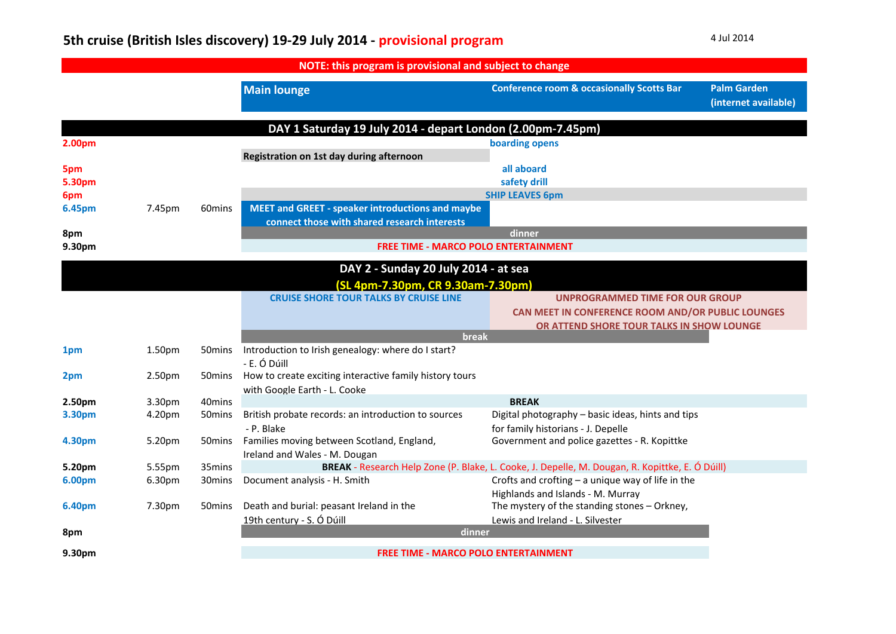# 5th cruise (British Isles discovery) 19-29 July 2014 - provisional program

4 Jul 2014

**NOTE: this program is provisional and subject to change**

| Start | End | Duration | Main lounge | Conference room & occasionally Scotts Bar | Palm Garden (internet available) |
|---|---|---|---|---|---|
| **DAY 1 Saturday 19 July 2014 - depart London (2.00pm-7.45pm)** | | | | | |
| 2.00pm | | | | boarding opens | |
| | | | Registration on 1st day during afternoon | | |
| 5pm | | | | all aboard | |
| 5.30pm | | | | safety drill | |
| 6pm | | | | SHIP LEAVES 6pm | |
| 6.45pm | 7.45pm | 60mins | MEET and GREET - speaker introductions and maybe connect those with shared research interests | | |
| 8pm | | | | dinner | |
| 9.30pm | | | | FREE TIME - MARCO POLO ENTERTAINMENT | |
| **DAY 2 - Sunday 20 July 2014 - at sea (SL 4pm-7.30pm, CR 9.30am-7.30pm)** | | | | | |
| | | | CRUISE SHORE TOUR TALKS BY CRUISE LINE | UNPROGRAMMED TIME FOR OUR GROUP CAN MEET IN CONFERENCE ROOM AND/OR PUBLIC LOUNGES OR ATTEND SHORE TOUR TALKS IN SHOW LOUNGE | |
| | | | break | | |
| 1pm | 1.50pm | 50mins | Introduction to Irish genealogy: where do I start? - E. Ó Dúill | | |
| 2pm | 2.50pm | 50mins | How to create exciting interactive family history tours with Google Earth - L. Cooke | | |
| 2.50pm | 3.30pm | 40mins | | BREAK | |
| 3.30pm | 4.20pm | 50mins | British probate records: an introduction to sources - P. Blake | Digital photography – basic ideas, hints and tips for family historians - J. Depelle | |
| 4.30pm | 5.20pm | 50mins | Families moving between Scotland, England, Ireland and Wales - M. Dougan | Government and police gazettes - R. Kopittke | |
| 5.20pm | 5.55pm | 35mins | **BREAK** - Research Help Zone (P. Blake, L. Cooke, J. Depelle, M. Dougan, R. Kopittke, E. Ó Dúill) | | |
| 6.00pm | 6.30pm | 30mins | Document analysis - H. Smith | Crofts and crofting – a unique way of life in the Highlands and Islands - M. Murray | |
| 6.40pm | 7.30pm | 50mins | Death and burial: peasant Ireland in the 19th century - S. Ó Dúill | The mystery of the standing stones – Orkney, Lewis and Ireland - L. Silvester | |
| 8pm | | | dinner | | |
| 9.30pm | | | FREE TIME - MARCO POLO ENTERTAINMENT | | |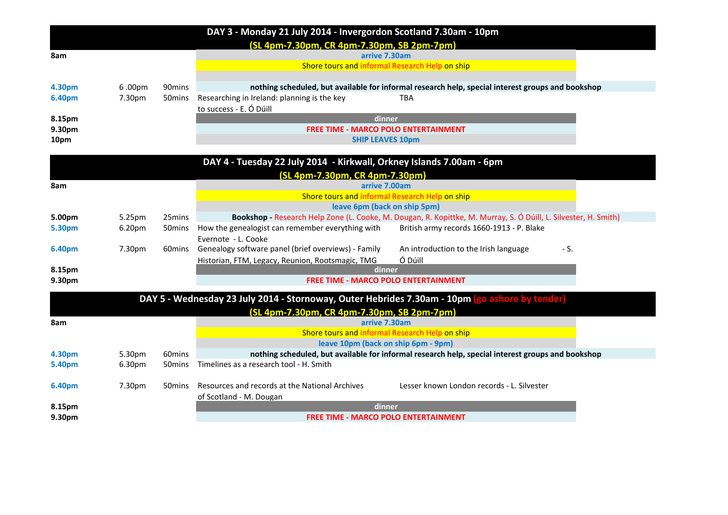## DAY 3 - Monday 21 July 2014 - Invergordon Scotland 7.30am - 10pm

(SL 4pm-7.30pm, CR 4pm-7.30pm, SB 2pm-7pm)

| Start | End | Duration | Session | Session |
|---|---|---|---|---|
| 8am | | | arrive 7.30am | |
| | | | Shore tours and informal Research Help on ship | |
| 4.30pm | 6 .00pm | 90mins | nothing scheduled, but available for informal research help, special interest groups and bookshop | |
| 6.40pm | 7.30pm | 50mins | Researching in Ireland: planning is the key to success - E. Ó Dúill | TBA |
| 8.15pm | | | dinner | |
| 9.30pm | | | FREE TIME - MARCO POLO ENTERTAINMENT | |
| 10pm | | | SHIP LEAVES 10pm | |

## DAY 4 - Tuesday 22 July 2014 - Kirkwall, Orkney Islands 7.00am - 6pm

(SL 4pm-7.30pm, CR 4pm-7.30pm)

| Start | End | Duration | Session | Session |
|---|---|---|---|---|
| 8am | | | arrive 7.00am | |
| | | | Shore tours and informal Research Help on ship | |
| | | | leave 6pm (back on ship 5pm) | |
| 5.00pm | 5.25pm | 25mins | Bookshop - Research Help Zone (L. Cooke, M. Dougan, R. Kopittke, M. Murray, S. Ó Dúill, L. Silvester, H. Smith) | |
| 5.30pm | 6.20pm | 50mins | How the genealogist can remember everything with Evernote - L. Cooke | British army records 1660-1913 - P. Blake |
| 6.40pm | 7.30pm | 60mins | Genealogy software panel (brief overviews) - Family Historian, FTM, Legacy, Reunion, Rootsmagic, TMG | An introduction to the Irish language - S. Ó Dúill |
| 8.15pm | | | dinner | |
| 9.30pm | | | FREE TIME - MARCO POLO ENTERTAINMENT | |

## DAY 5 - Wednesday 23 July 2014 - Stornoway, Outer Hebrides 7.30am - 10pm (go ashore by tender)

(SL 4pm-7.30pm, CR 4pm-7.30pm, SB 2pm-7pm)

| Start | End | Duration | Session | Session |
|---|---|---|---|---|
| 8am | | | arrive 7.30am | |
| | | | Shore tours and informal Research Help on ship | |
| | | | leave 10pm (back on ship 6pm - 9pm) | |
| 4.30pm | 5.30pm | 60mins | nothing scheduled, but available for informal research help, special interest groups and bookshop | |
| 5.40pm | 6.30pm | 50mins | Timelines as a research tool - H. Smith | |
| 6.40pm | 7.30pm | 50mins | Resources and records at the National Archives of Scotland - M. Dougan | Lesser known London records - L. Silvester |
| 8.15pm | | | dinner | |
| 9.30pm | | | FREE TIME - MARCO POLO ENTERTAINMENT | |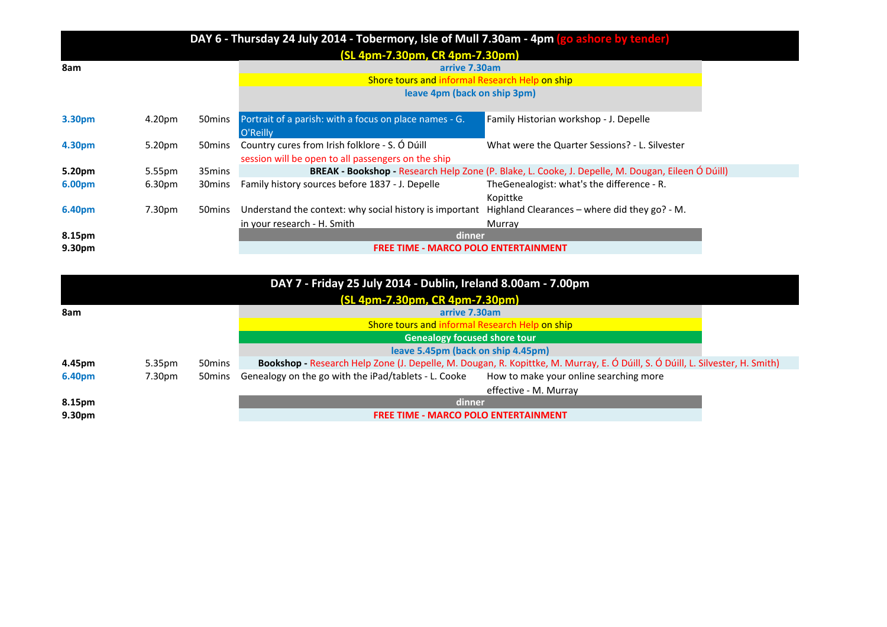## DAY 6 - Thursday 24 July 2014 - Tobermory, Isle of Mull 7.30am - 4pm (go ashore by tender)

**(SL 4pm-7.30pm, CR 4pm-7.30pm)**

| Start | End | Duration | | |
|---|---|---|---|---|
| **8am** | | | arrive 7.30am | |
| | | | Shore tours and informal Research Help on ship | |
| | | | leave 4pm (back on ship 3pm) | |
| **3.30pm** | 4.20pm | 50mins | Portrait of a parish: with a focus on place names - G. O'Reilly | Family Historian workshop - J. Depelle |
| **4.30pm** | 5.20pm | 50mins | Country cures from Irish folklore - S. Ó Dúill<br>session will be open to all passengers on the ship | What were the Quarter Sessions? - L. Silvester |
| **5.20pm** | 5.55pm | 35mins | **BREAK - Bookshop -** Research Help Zone (P. Blake, L. Cooke, J. Depelle, M. Dougan, Eileen Ó Dúill) | |
| **6.00pm** | 6.30pm | 30mins | Family history sources before 1837 - J. Depelle | TheGenealogist: what's the difference - R. Kopittke |
| **6.40pm** | 7.30pm | 50mins | Understand the context: why social history is important in your research - H. Smith | Highland Clearances – where did they go? - M. Murray |
| **8.15pm** | | | dinner | |
| **9.30pm** | | | FREE TIME - MARCO POLO ENTERTAINMENT | |

## DAY 7 - Friday 25 July 2014 - Dublin, Ireland 8.00am - 7.00pm

**(SL 4pm-7.30pm, CR 4pm-7.30pm)**

| Start | End | Duration | | |
|---|---|---|---|---|
| **8am** | | | arrive 7.30am | |
| | | | Shore tours and informal Research Help on ship | |
| | | | Genealogy focused shore tour | |
| | | | leave 5.45pm (back on ship 4.45pm) | |
| **4.45pm** | 5.35pm | 50mins | **Bookshop -** Research Help Zone (J. Depelle, M. Dougan, R. Kopittke, M. Murray, E. Ó Dúill, S. Ó Dúill, L. Silvester, H. Smith) | |
| **6.40pm** | 7.30pm | 50mins | Genealogy on the go with the iPad/tablets - L. Cooke | How to make your online searching more effective - M. Murray |
| **8.15pm** | | | dinner | |
| **9.30pm** | | | FREE TIME - MARCO POLO ENTERTAINMENT | |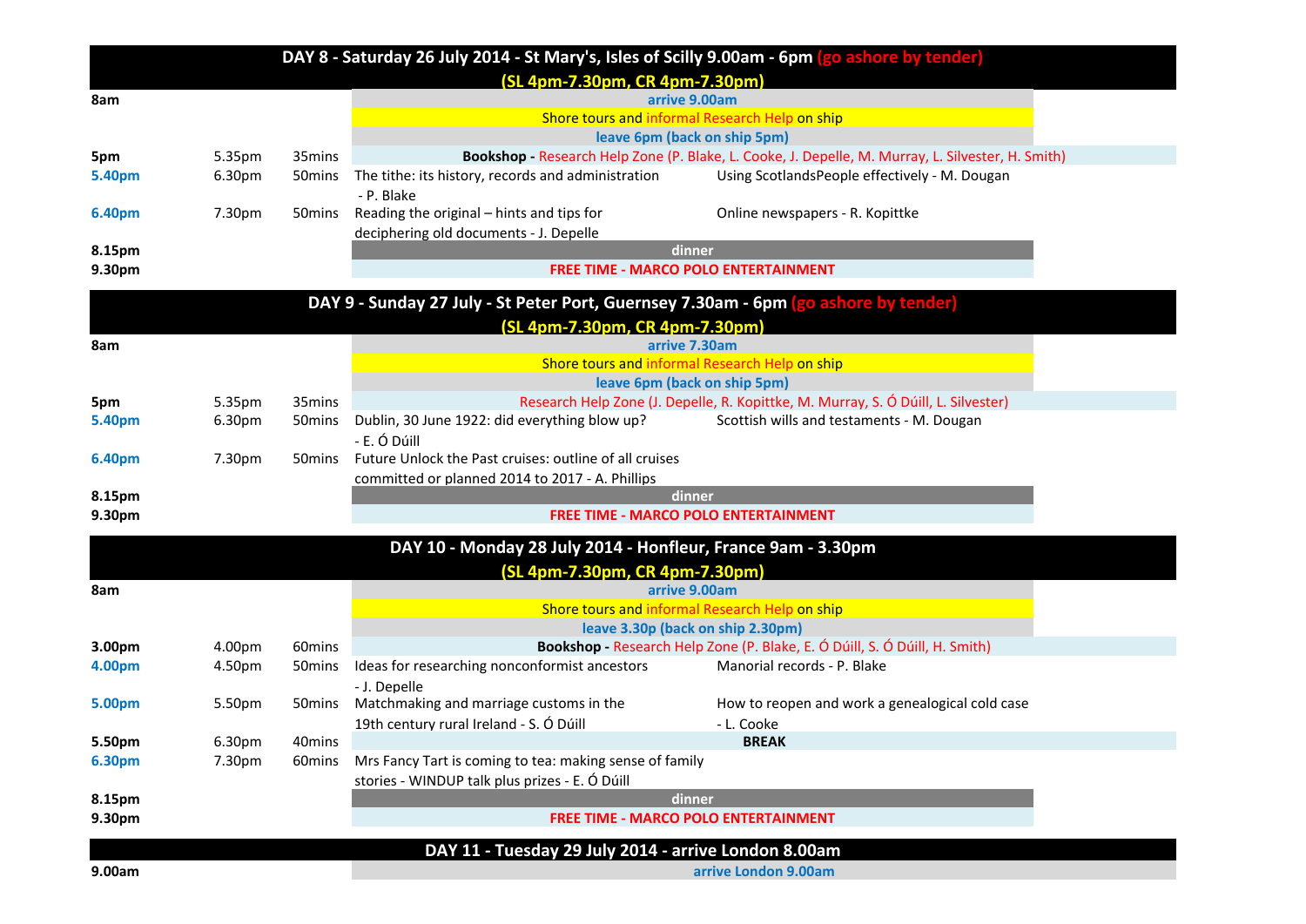| | | | | |
|---|---|---|---|---|
| **DAY 8 - Saturday 26 July 2014 - St Mary's, Isles of Scilly 9.00am - 6pm (go ashore by tender) (SL 4pm-7.30pm, CR 4pm-7.30pm)** | | | | |
| **8am** | | | arrive 9.00am | |
| | | | Shore tours and informal Research Help on ship | |
| | | | leave 6pm (back on ship 5pm) | |
| **5pm** | 5.35pm | 35mins | **Bookshop -** Research Help Zone (P. Blake, L. Cooke, J. Depelle, M. Murray, L. Silvester, H. Smith) | |
| **5.40pm** | 6.30pm | 50mins | The tithe: its history, records and administration - P. Blake | Using ScotlandsPeople effectively - M. Dougan |
| **6.40pm** | 7.30pm | 50mins | Reading the original – hints and tips for deciphering old documents - J. Depelle | Online newspapers - R. Kopittke |
| **8.15pm** | | | dinner | |
| **9.30pm** | | | FREE TIME - MARCO POLO ENTERTAINMENT | |
| **DAY 9 - Sunday 27 July - St Peter Port, Guernsey 7.30am - 6pm (go ashore by tender) (SL 4pm-7.30pm, CR 4pm-7.30pm)** | | | | |
| **8am** | | | arrive 7.30am | |
| | | | Shore tours and informal Research Help on ship | |
| | | | leave 6pm (back on ship 5pm) | |
| **5pm** | 5.35pm | 35mins | Research Help Zone (J. Depelle, R. Kopittke, M. Murray, S. Ó Dúill, L. Silvester) | |
| **5.40pm** | 6.30pm | 50mins | Dublin, 30 June 1922: did everything blow up? - E. Ó Dúill | Scottish wills and testaments - M. Dougan |
| **6.40pm** | 7.30pm | 50mins | Future Unlock the Past cruises: outline of all cruises committed or planned 2014 to 2017 - A. Phillips | |
| **8.15pm** | | | dinner | |
| **9.30pm** | | | FREE TIME - MARCO POLO ENTERTAINMENT | |
| **DAY 10 - Monday 28 July 2014 - Honfleur, France 9am - 3.30pm (SL 4pm-7.30pm, CR 4pm-7.30pm)** | | | | |
| **8am** | | | arrive 9.00am | |
| | | | Shore tours and informal Research Help on ship | |
| | | | leave 3.30p (back on ship 2.30pm) | |
| **3.00pm** | 4.00pm | 60mins | **Bookshop -** Research Help Zone (P. Blake, E. Ó Dúill, S. Ó Dúill, H. Smith) | |
| **4.00pm** | 4.50pm | 50mins | Ideas for researching nonconformist ancestors - J. Depelle | Manorial records - P. Blake |
| **5.00pm** | 5.50pm | 50mins | Matchmaking and marriage customs in the 19th century rural Ireland - S. Ó Dúill | How to reopen and work a genealogical cold case - L. Cooke |
| **5.50pm** | 6.30pm | 40mins | **BREAK** | |
| **6.30pm** | 7.30pm | 60mins | Mrs Fancy Tart is coming to tea: making sense of family stories - WINDUP talk plus prizes - E. Ó Dúill | |
| **8.15pm** | | | dinner | |
| **9.30pm** | | | FREE TIME - MARCO POLO ENTERTAINMENT | |
| **DAY 11 - Tuesday 29 July 2014 - arrive London 8.00am** | | | | |
| **9.00am** | | | arrive London 9.00am | |